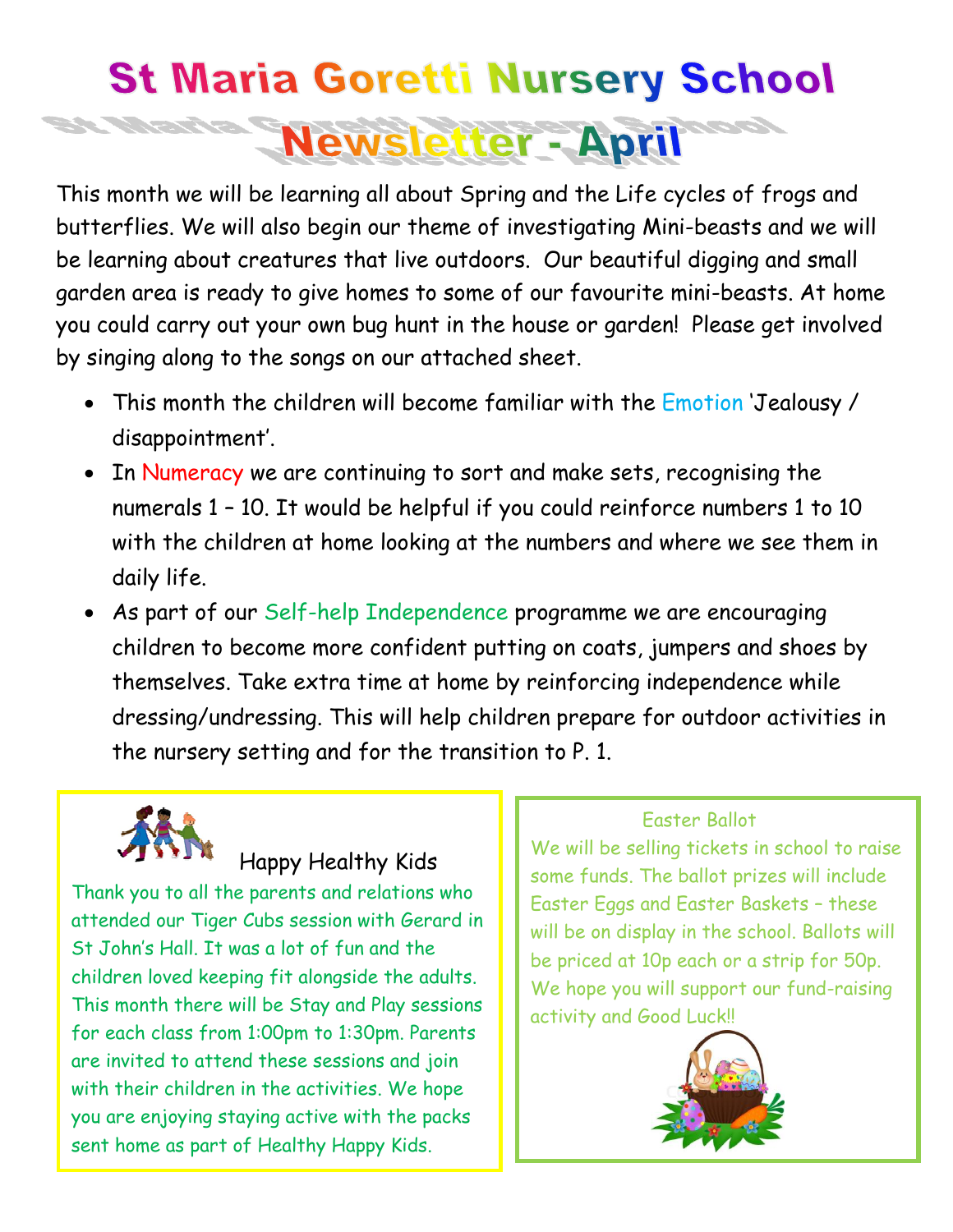# St Maria Goretti Nursery School

## Newsletter - April

This month we will be learning all about Spring and the Life cycles of frogs and butterflies. We will also begin our theme of investigating Mini-beasts and we will be learning about creatures that live outdoors. Our beautiful digging and small garden area is ready to give homes to some of our favourite mini-beasts. At home you could carry out your own bug hunt in the house or garden! Please get involved by singing along to the songs on our attached sheet.

- This month the children will become familiar with the Emotion 'Jealousy / disappointment'.
- In Numeracy we are continuing to sort and make sets, recognising the numerals 1 – 10. It would be helpful if you could reinforce numbers 1 to 10 with the children at home looking at the numbers and where we see them in daily life.
- As part of our Self-help Independence programme we are encouraging children to become more confident putting on coats, jumpers and shoes by themselves. Take extra time at home by reinforcing independence while dressing/undressing. This will help children prepare for outdoor activities in the nursery setting and for the transition to P. 1.

### Happy Healthy Kids

Thank you to all the parents and relations who attended our Tiger Cubs session with Gerard in St John's Hall. It was a lot of fun and the children loved keeping fit alongside the adults. This month there will be Stay and Play sessions for each class from 1:00pm to 1:30pm. Parents are invited to attend these sessions and join with their children in the activities. We hope you are enjoying staying active with the packs sent home as part of Healthy Happy Kids.

### Easter Ballot

We will be selling tickets in school to raise some funds. The ballot prizes will include Easter Eggs and Easter Baskets – these will be on display in the school. Ballots will be priced at 10p each or a strip for 50p. We hope you will support our fund-raising activity and Good Luck!!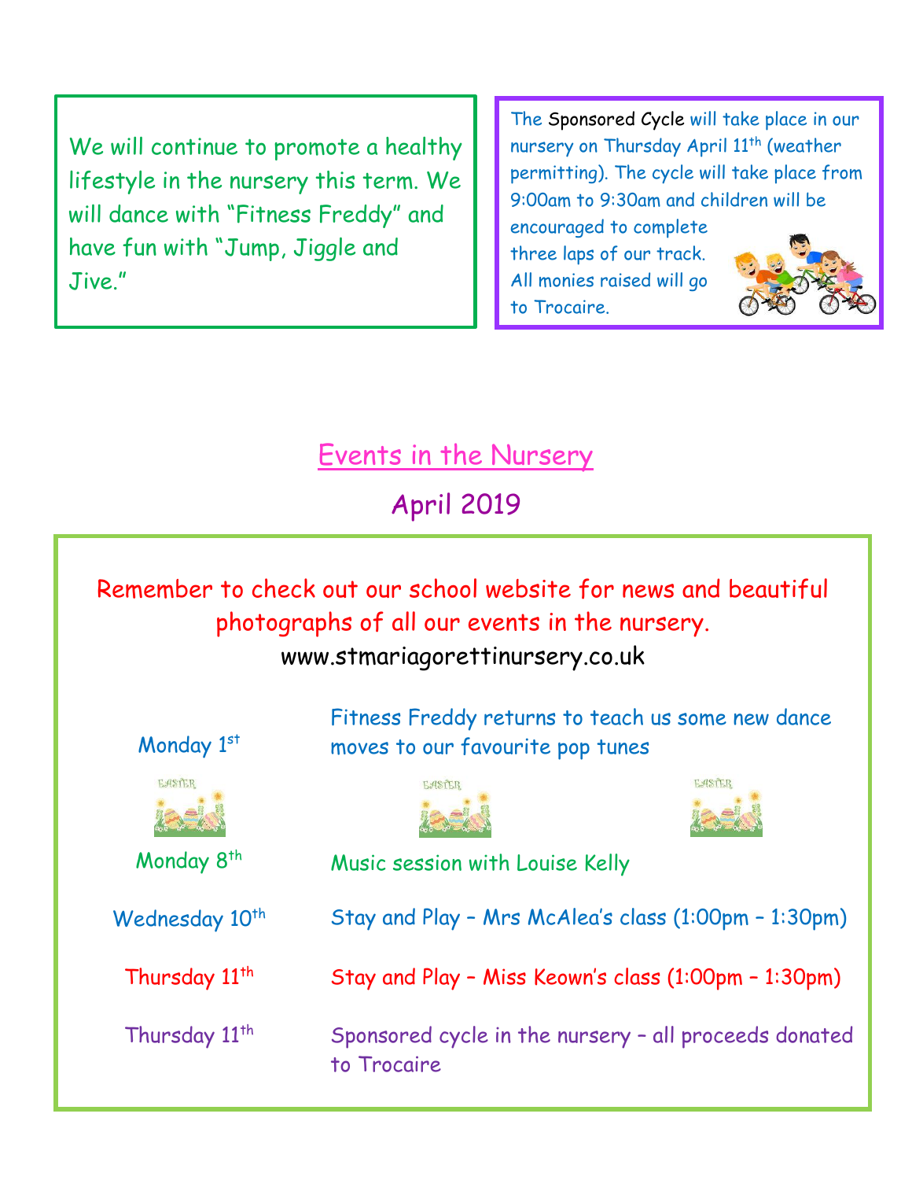We will continue to promote a healthy lifestyle in the nursery this term. We will dance with "Fitness Freddy" and have fun with "Jump, Jiggle and Jive."

The Sponsored Cycle will take place in our nursery on Thursday April 11th (weather permitting). The cycle will take place from 9:00am to 9:30am and children will be encouraged to complete three laps of our track. All monies raised will go to Trocaire.

## Events in the Nursery

### April 2019

Remember to check out our school website for news and beautiful photographs of all our events in the nursery.
www.stmariagorettinursery.co.uk

| | |
|---|---|
| Monday 1st | Fitness Freddy returns to teach us some new dance moves to our favourite pop tunes |
| Monday 8th | Music session with Louise Kelly |
| Wednesday 10th | Stay and Play – Mrs McAlea's class (1:00pm – 1:30pm) |
| Thursday 11th | Stay and Play – Miss Keown's class (1:00pm – 1:30pm) |
| Thursday 11th | Sponsored cycle in the nursery – all proceeds donated to Trocaire |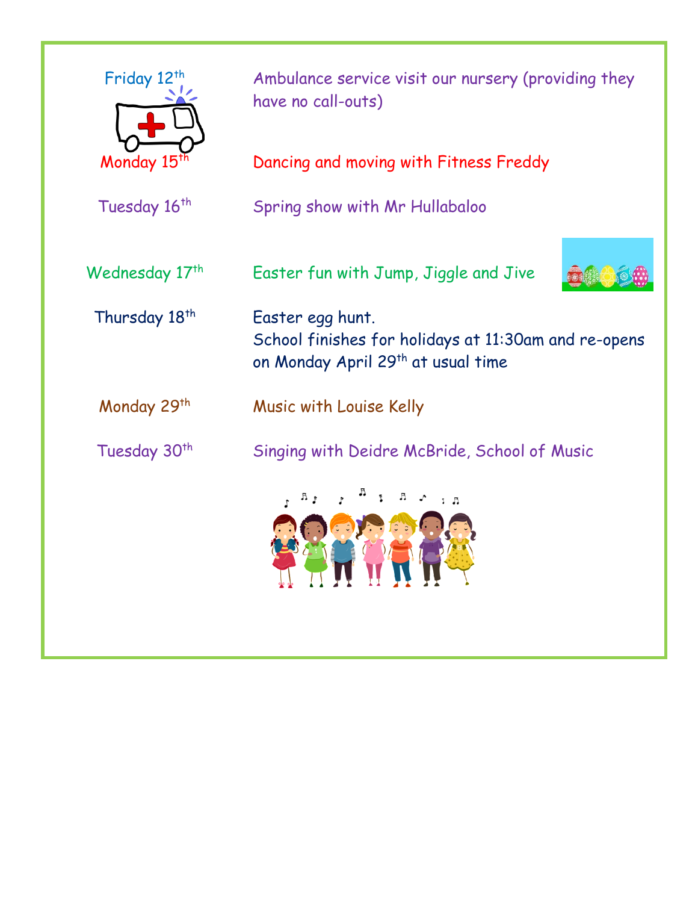| | |
|---|---|
| Friday 12th | Ambulance service visit our nursery (providing they have no call-outs) |
| Monday 15th | Dancing and moving with Fitness Freddy |
| Tuesday 16th | Spring show with Mr Hullabaloo |
| Wednesday 17th | Easter fun with Jump, Jiggle and Jive |
| Thursday 18th | Easter egg hunt.<br>School finishes for holidays at 11:30am and re-opens on Monday April 29th at usual time |
| Monday 29th | Music with Louise Kelly |
| Tuesday 30th | Singing with Deidre McBride, School of Music |